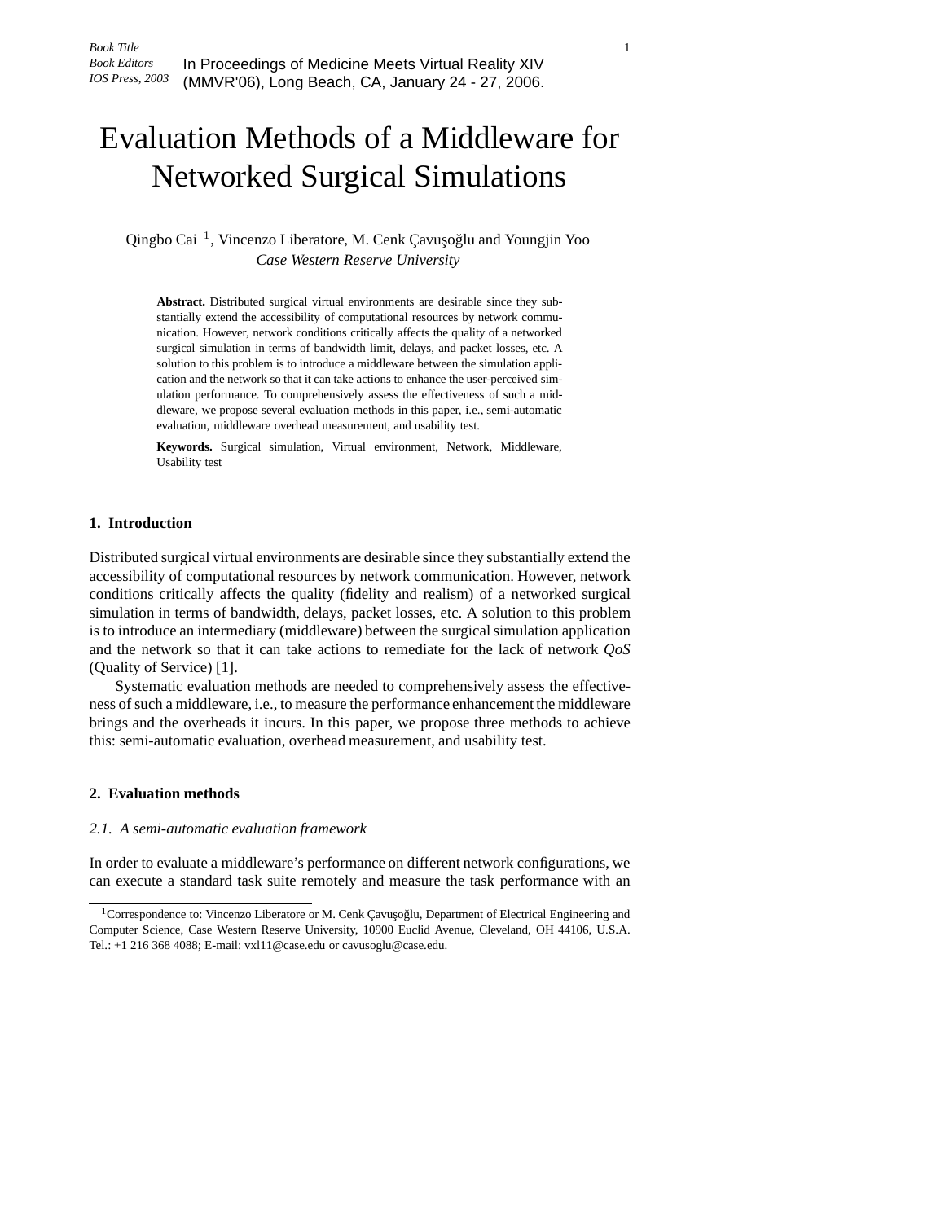In Proceedings of Medicine Meets Virtual Reality XIV (MMVR'06), Long Beach, CA, January 24 - 27, 2006.

# Evaluation Methods of a Middleware for Networked Surgical Simulations

Qingbo Cai [1], Vincenzo Liberatore, M. Cenk Çavuşoğlu and Youngjin Yoo
*Case Western Reserve University*

**Abstract.** Distributed surgical virtual environments are desirable since they substantially extend the accessibility of computational resources by network communication. However, network conditions critically affects the quality of a networked surgical simulation in terms of bandwidth limit, delays, and packet losses, etc. A solution to this problem is to introduce a middleware between the simulation application and the network so that it can take actions to enhance the user-perceived simulation performance. To comprehensively assess the effectiveness of such a middleware, we propose several evaluation methods in this paper, i.e., semi-automatic evaluation, middleware overhead measurement, and usability test.

**Keywords.** Surgical simulation, Virtual environment, Network, Middleware, Usability test

## 1. Introduction

Distributed surgical virtual environments are desirable since they substantially extend the accessibility of computational resources by network communication. However, network conditions critically affects the quality (fidelity and realism) of a networked surgical simulation in terms of bandwidth, delays, packet losses, etc. A solution to this problem is to introduce an intermediary (middleware) between the surgical simulation application and the network so that it can take actions to remediate for the lack of network *QoS* (Quality of Service) [1].

Systematic evaluation methods are needed to comprehensively assess the effectiveness of such a middleware, i.e., to measure the performance enhancement the middleware brings and the overheads it incurs. In this paper, we propose three methods to achieve this: semi-automatic evaluation, overhead measurement, and usability test.

## 2. Evaluation methods

### 2.1. A semi-automatic evaluation framework

In order to evaluate a middleware's performance on different network configurations, we can execute a standard task suite remotely and measure the task performance with an

[1] Correspondence to: Vincenzo Liberatore or M. Cenk Çavuşoğlu, Department of Electrical Engineering and Computer Science, Case Western Reserve University, 10900 Euclid Avenue, Cleveland, OH 44106, U.S.A. Tel.: +1 216 368 4088; E-mail: vxl11@case.edu or cavusoglu@case.edu.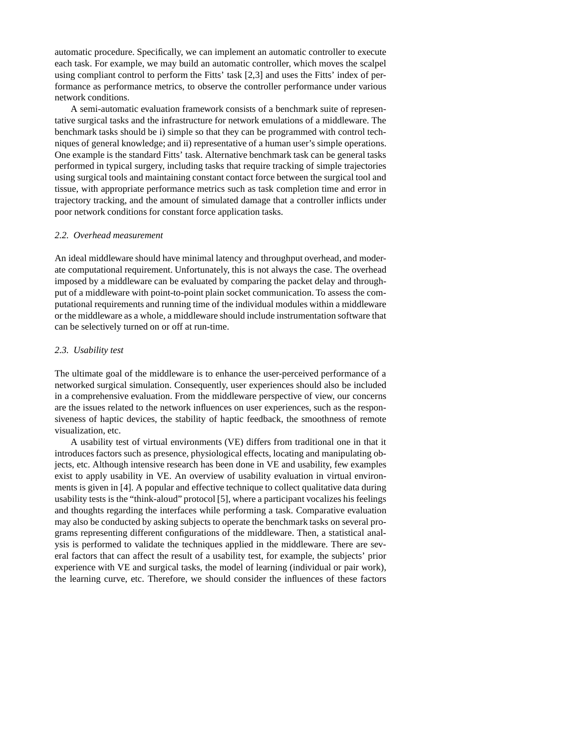automatic procedure. Specifically, we can implement an automatic controller to execute each task. For example, we may build an automatic controller, which moves the scalpel using compliant control to perform the Fitts' task [2,3] and uses the Fitts' index of performance as performance metrics, to observe the controller performance under various network conditions.

A semi-automatic evaluation framework consists of a benchmark suite of representative surgical tasks and the infrastructure for network emulations of a middleware. The benchmark tasks should be i) simple so that they can be programmed with control techniques of general knowledge; and ii) representative of a human user's simple operations. One example is the standard Fitts' task. Alternative benchmark task can be general tasks performed in typical surgery, including tasks that require tracking of simple trajectories using surgical tools and maintaining constant contact force between the surgical tool and tissue, with appropriate performance metrics such as task completion time and error in trajectory tracking, and the amount of simulated damage that a controller inflicts under poor network conditions for constant force application tasks.

### *2.2. Overhead measurement*

An ideal middleware should have minimal latency and throughput overhead, and moderate computational requirement. Unfortunately, this is not always the case. The overhead imposed by a middleware can be evaluated by comparing the packet delay and throughput of a middleware with point-to-point plain socket communication. To assess the computational requirements and running time of the individual modules within a middleware or the middleware as a whole, a middleware should include instrumentation software that can be selectively turned on or off at run-time.

### *2.3. Usability test*

The ultimate goal of the middleware is to enhance the user-perceived performance of a networked surgical simulation. Consequently, user experiences should also be included in a comprehensive evaluation. From the middleware perspective of view, our concerns are the issues related to the network influences on user experiences, such as the responsiveness of haptic devices, the stability of haptic feedback, the smoothness of remote visualization, etc.

A usability test of virtual environments (VE) differs from traditional one in that it introduces factors such as presence, physiological effects, locating and manipulating objects, etc. Although intensive research has been done in VE and usability, few examples exist to apply usability in VE. An overview of usability evaluation in virtual environments is given in [4]. A popular and effective technique to collect qualitative data during usability tests is the "think-aloud" protocol [5], where a participant vocalizes his feelings and thoughts regarding the interfaces while performing a task. Comparative evaluation may also be conducted by asking subjects to operate the benchmark tasks on several programs representing different configurations of the middleware. Then, a statistical analysis is performed to validate the techniques applied in the middleware. There are several factors that can affect the result of a usability test, for example, the subjects' prior experience with VE and surgical tasks, the model of learning (individual or pair work), the learning curve, etc. Therefore, we should consider the influences of these factors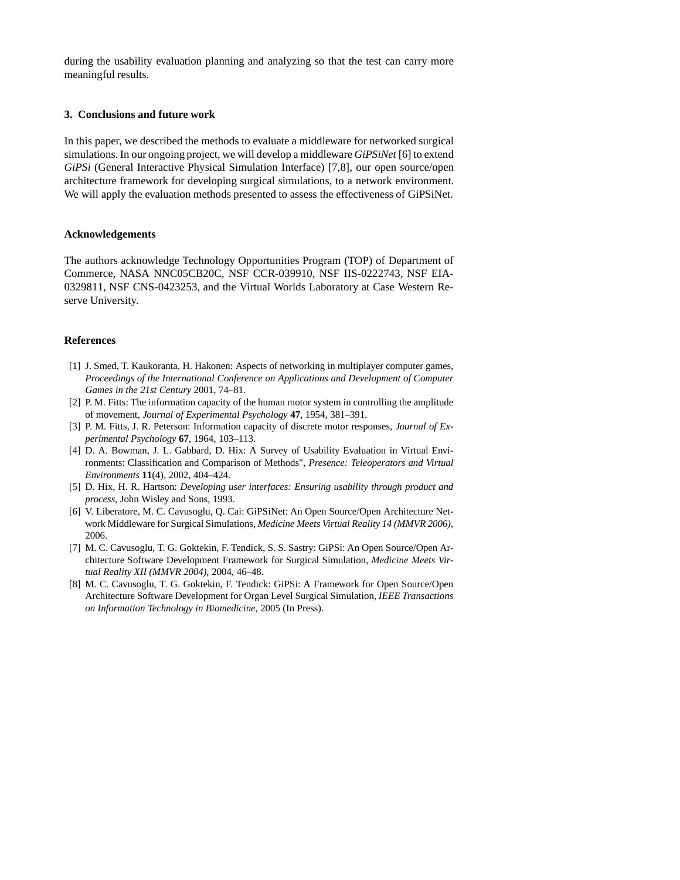during the usability evaluation planning and analyzing so that the test can carry more meaningful results.

## 3. Conclusions and future work

In this paper, we described the methods to evaluate a middleware for networked surgical simulations. In our ongoing project, we will develop a middleware *GiPSiNet* [6] to extend *GiPSi* (General Interactive Physical Simulation Interface) [7,8], our open source/open architecture framework for developing surgical simulations, to a network environment. We will apply the evaluation methods presented to assess the effectiveness of GiPSiNet.

## Acknowledgements

The authors acknowledge Technology Opportunities Program (TOP) of Department of Commerce, NASA NNC05CB20C, NSF CCR-039910, NSF IIS-0222743, NSF EIA-0329811, NSF CNS-0423253, and the Virtual Worlds Laboratory at Case Western Reserve University.

## References

[1] J. Smed, T. Kaukoranta, H. Hakonen: Aspects of networking in multiplayer computer games, *Proceedings of the International Conference on Applications and Development of Computer Games in the 21st Century* 2001, 74–81.

[2] P. M. Fitts: The information capacity of the human motor system in controlling the amplitude of movement, *Journal of Experimental Psychology* **47**, 1954, 381–391.

[3] P. M. Fitts, J. R. Peterson: Information capacity of discrete motor responses, *Journal of Experimental Psychology* **67**, 1964, 103–113.

[4] D. A. Bowman, J. L. Gabbard, D. Hix: A Survey of Usability Evaluation in Virtual Environments: Classification and Comparison of Methods", *Presence: Teleoperators and Virtual Environments* **11**(4), 2002, 404–424.

[5] D. Hix, H. R. Hartson: *Developing user interfaces: Ensuring usability through product and process*, John Wisley and Sons, 1993.

[6] V. Liberatore, M. C. Cavusoglu, Q. Cai: GiPSiNet: An Open Source/Open Architecture Network Middleware for Surgical Simulations, *Medicine Meets Virtual Reality 14 (MMVR 2006)*, 2006.

[7] M. C. Cavusoglu, T. G. Goktekin, F. Tendick, S. S. Sastry: GiPSi: An Open Source/Open Architecture Software Development Framework for Surgical Simulation, *Medicine Meets Virtual Reality XII (MMVR 2004)*, 2004, 46–48.

[8] M. C. Cavusoglu, T. G. Goktekin, F. Tendick: GiPSi: A Framework for Open Source/Open Architecture Software Development for Organ Level Surgical Simulation, *IEEE Transactions on Information Technology in Biomedicine*, 2005 (In Press).